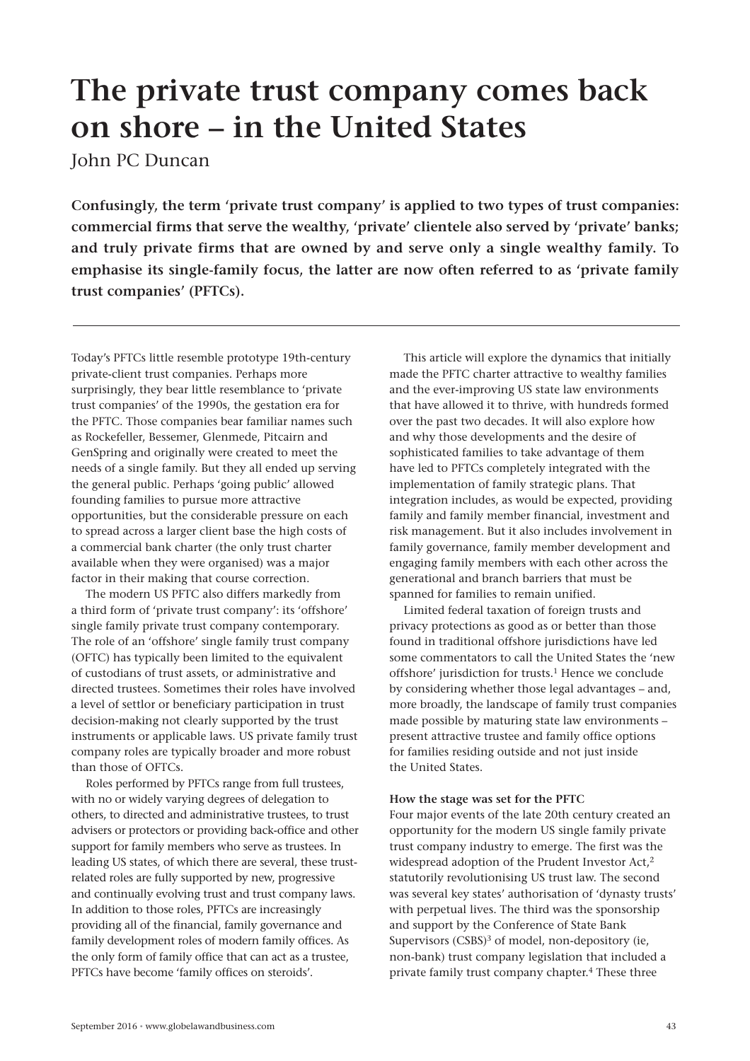# The private trust company comes back on shore – in the United States

John PC Duncan

**Confusingly, the term 'private trust company' is applied to two types of trust companies: commercial firms that serve the wealthy, 'private' clientele also served by 'private' banks; and truly private firms that are owned by and serve only a single wealthy family. To emphasise its single-family focus, the latter are now often referred to as 'private family trust companies' (PFTCs).**

Today's PFTCs little resemble prototype 19th-century private-client trust companies. Perhaps more surprisingly, they bear little resemblance to 'private trust companies' of the 1990s, the gestation era for the PFTC. Those companies bear familiar names such as Rockefeller, Bessemer, Glenmede, Pitcairn and GenSpring and originally were created to meet the needs of a single family. But they all ended up serving the general public. Perhaps 'going public' allowed founding families to pursue more attractive opportunities, but the considerable pressure on each to spread across a larger client base the high costs of a commercial bank charter (the only trust charter available when they were organised) was a major factor in their making that course correction.

The modern US PFTC also differs markedly from a third form of 'private trust company': its 'offshore' single family private trust company contemporary. The role of an 'offshore' single family trust company (OFTC) has typically been limited to the equivalent of custodians of trust assets, or administrative and directed trustees. Sometimes their roles have involved a level of settlor or beneficiary participation in trust decision-making not clearly supported by the trust instruments or applicable laws. US private family trust company roles are typically broader and more robust than those of OFTCs.

Roles performed by PFTCs range from full trustees, with no or widely varying degrees of delegation to others, to directed and administrative trustees, to trust advisers or protectors or providing back-office and other support for family members who serve as trustees. In leading US states, of which there are several, these trust-related roles are fully supported by new, progressive and continually evolving trust and trust company laws. In addition to those roles, PFTCs are increasingly providing all of the financial, family governance and family development roles of modern family offices. As the only form of family office that can act as a trustee, PFTCs have become 'family offices on steroids'.

This article will explore the dynamics that initially made the PFTC charter attractive to wealthy families and the ever-improving US state law environments that have allowed it to thrive, with hundreds formed over the past two decades. It will also explore how and why those developments and the desire of sophisticated families to take advantage of them have led to PFTCs completely integrated with the implementation of family strategic plans. That integration includes, as would be expected, providing family and family member financial, investment and risk management. But it also includes involvement in family governance, family member development and engaging family members with each other across the generational and branch barriers that must be spanned for families to remain unified.

Limited federal taxation of foreign trusts and privacy protections as good as or better than those found in traditional offshore jurisdictions have led some commentators to call the United States the 'new offshore' jurisdiction for trusts.[1] Hence we conclude by considering whether those legal advantages – and, more broadly, the landscape of family trust companies made possible by maturing state law environments – present attractive trustee and family office options for families residing outside and not just inside the United States.

**How the stage was set for the PFTC**

Four major events of the late 20th century created an opportunity for the modern US single family private trust company industry to emerge. The first was the widespread adoption of the Prudent Investor Act,[2] statutorily revolutionising US trust law. The second was several key states' authorisation of 'dynasty trusts' with perpetual lives. The third was the sponsorship and support by the Conference of State Bank Supervisors (CSBS)[3] of model, non-depository (ie, non-bank) trust company legislation that included a private family trust company chapter.[4] These three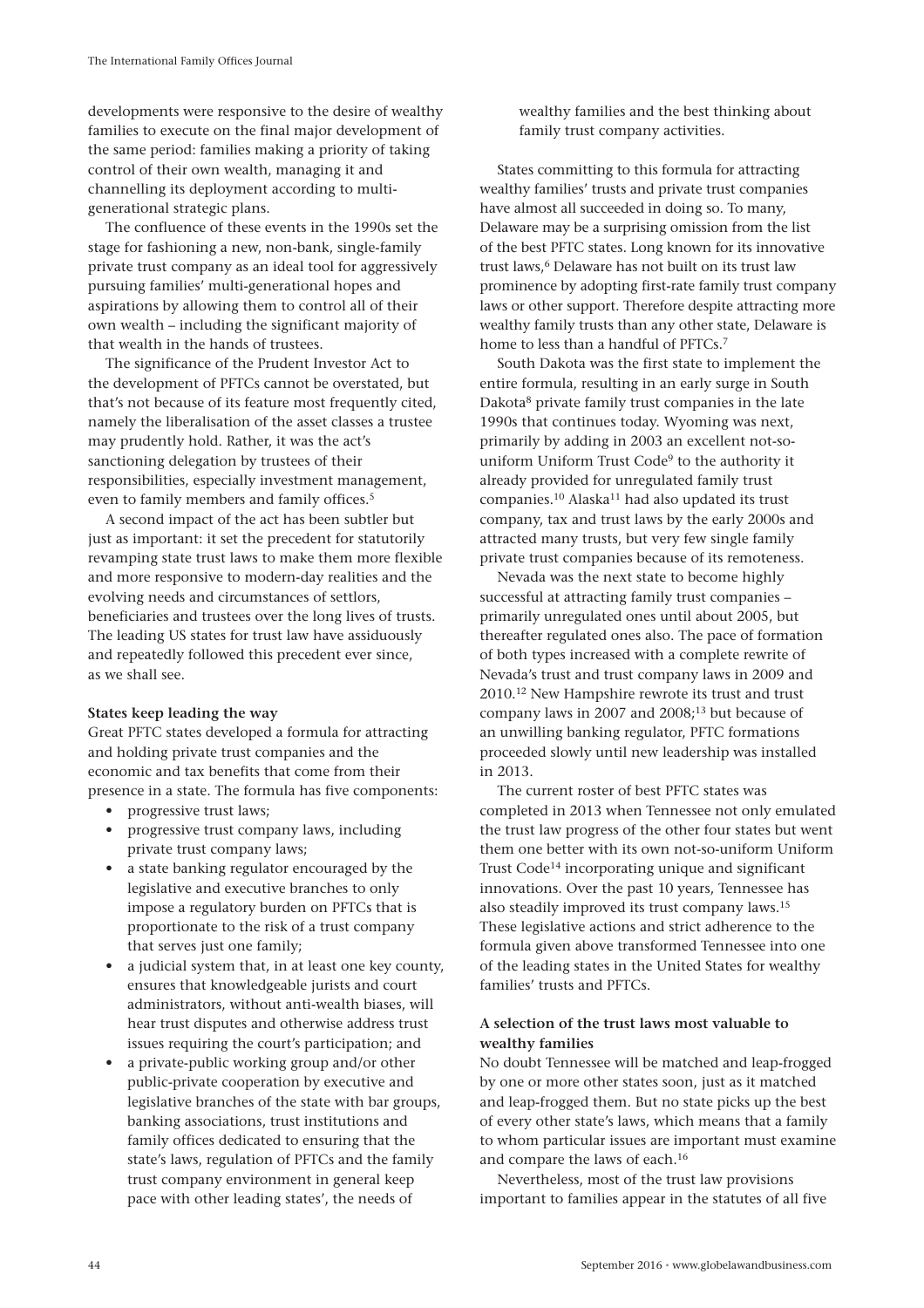developments were responsive to the desire of wealthy families to execute on the final major development of the same period: families making a priority of taking control of their own wealth, managing it and channelling its deployment according to multi-generational strategic plans.

The confluence of these events in the 1990s set the stage for fashioning a new, non-bank, single-family private trust company as an ideal tool for aggressively pursuing families' multi-generational hopes and aspirations by allowing them to control all of their own wealth – including the significant majority of that wealth in the hands of trustees.

The significance of the Prudent Investor Act to the development of PFTCs cannot be overstated, but that's not because of its feature most frequently cited, namely the liberalisation of the asset classes a trustee may prudently hold. Rather, it was the act's sanctioning delegation by trustees of their responsibilities, especially investment management, even to family members and family offices.[5]

A second impact of the act has been subtler but just as important: it set the precedent for statutorily revamping state trust laws to make them more flexible and more responsive to modern-day realities and the evolving needs and circumstances of settlors, beneficiaries and trustees over the long lives of trusts. The leading US states for trust law have assiduously and repeatedly followed this precedent ever since, as we shall see.

**States keep leading the way**

Great PFTC states developed a formula for attracting and holding private trust companies and the economic and tax benefits that come from their presence in a state. The formula has five components:

- progressive trust laws;
- progressive trust company laws, including private trust company laws;
- a state banking regulator encouraged by the legislative and executive branches to only impose a regulatory burden on PFTCs that is proportionate to the risk of a trust company that serves just one family;
- a judicial system that, in at least one key county, ensures that knowledgeable jurists and court administrators, without anti-wealth biases, will hear trust disputes and otherwise address trust issues requiring the court's participation; and
- a private-public working group and/or other public-private cooperation by executive and legislative branches of the state with bar groups, banking associations, trust institutions and family offices dedicated to ensuring that the state's laws, regulation of PFTCs and the family trust company environment in general keep pace with other leading states', the needs of wealthy families and the best thinking about family trust company activities.

States committing to this formula for attracting wealthy families' trusts and private trust companies have almost all succeeded in doing so. To many, Delaware may be a surprising omission from the list of the best PFTC states. Long known for its innovative trust laws,[6] Delaware has not built on its trust law prominence by adopting first-rate family trust company laws or other support. Therefore despite attracting more wealthy family trusts than any other state, Delaware is home to less than a handful of PFTCs.[7]

South Dakota was the first state to implement the entire formula, resulting in an early surge in South Dakota[8] private family trust companies in the late 1990s that continues today. Wyoming was next, primarily by adding in 2003 an excellent not-so-uniform Uniform Trust Code[9] to the authority it already provided for unregulated family trust companies.[10] Alaska[11] had also updated its trust company, tax and trust laws by the early 2000s and attracted many trusts, but very few single family private trust companies because of its remoteness.

Nevada was the next state to become highly successful at attracting family trust companies – primarily unregulated ones until about 2005, but thereafter regulated ones also. The pace of formation of both types increased with a complete rewrite of Nevada's trust and trust company laws in 2009 and 2010.[12] New Hampshire rewrote its trust and trust company laws in 2007 and 2008;[13] but because of an unwilling banking regulator, PFTC formations proceeded slowly until new leadership was installed in 2013.

The current roster of best PFTC states was completed in 2013 when Tennessee not only emulated the trust law progress of the other four states but went them one better with its own not-so-uniform Uniform Trust Code[14] incorporating unique and significant innovations. Over the past 10 years, Tennessee has also steadily improved its trust company laws.[15] These legislative actions and strict adherence to the formula given above transformed Tennessee into one of the leading states in the United States for wealthy families' trusts and PFTCs.

**A selection of the trust laws most valuable to wealthy families**

No doubt Tennessee will be matched and leap-frogged by one or more other states soon, just as it matched and leap-frogged them. But no state picks up the best of every other state's laws, which means that a family to whom particular issues are important must examine and compare the laws of each.[16]

Nevertheless, most of the trust law provisions important to families appear in the statutes of all five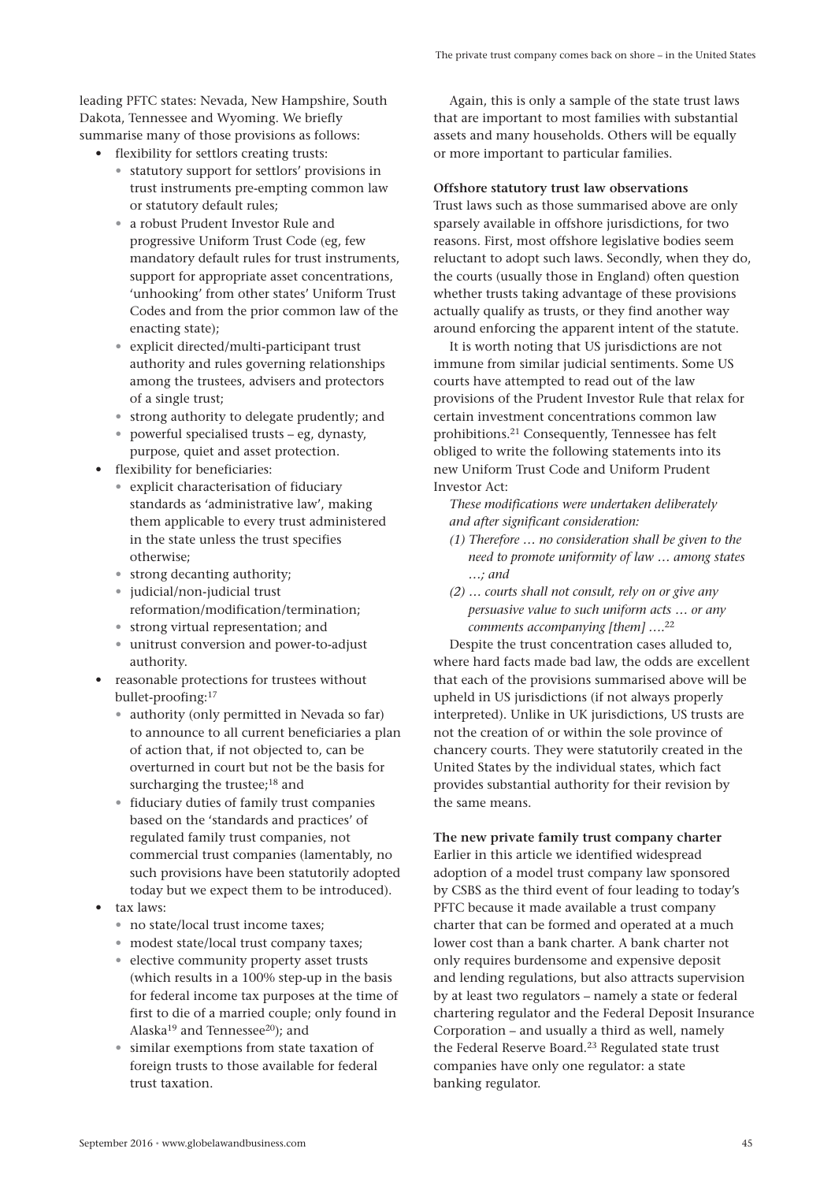leading PFTC states: Nevada, New Hampshire, South Dakota, Tennessee and Wyoming. We briefly summarise many of those provisions as follows:

- flexibility for settlors creating trusts:
  - statutory support for settlors' provisions in trust instruments pre-empting common law or statutory default rules;
  - a robust Prudent Investor Rule and progressive Uniform Trust Code (eg, few mandatory default rules for trust instruments, support for appropriate asset concentrations, 'unhooking' from other states' Uniform Trust Codes and from the prior common law of the enacting state);
  - explicit directed/multi-participant trust authority and rules governing relationships among the trustees, advisers and protectors of a single trust;
  - strong authority to delegate prudently; and
  - powerful specialised trusts – eg, dynasty, purpose, quiet and asset protection.
- flexibility for beneficiaries:
  - explicit characterisation of fiduciary standards as 'administrative law', making them applicable to every trust administered in the state unless the trust specifies otherwise;
  - strong decanting authority;
  - judicial/non-judicial trust reformation/modification/termination;
  - strong virtual representation; and
  - unitrust conversion and power-to-adjust authority.
- reasonable protections for trustees without bullet-proofing:[17]
  - authority (only permitted in Nevada so far) to announce to all current beneficiaries a plan of action that, if not objected to, can be overturned in court but not be the basis for surcharging the trustee;[18] and
  - fiduciary duties of family trust companies based on the 'standards and practices' of regulated family trust companies, not commercial trust companies (lamentably, no such provisions have been statutorily adopted today but we expect them to be introduced).
- tax laws:
  - no state/local trust income taxes;
  - modest state/local trust company taxes;
  - elective community property asset trusts (which results in a 100% step-up in the basis for federal income tax purposes at the time of first to die of a married couple; only found in Alaska[19] and Tennessee[20]); and
  - similar exemptions from state taxation of foreign trusts to those available for federal trust taxation.

Again, this is only a sample of the state trust laws that are important to most families with substantial assets and many households. Others will be equally or more important to particular families.

**Offshore statutory trust law observations**

Trust laws such as those summarised above are only sparsely available in offshore jurisdictions, for two reasons. First, most offshore legislative bodies seem reluctant to adopt such laws. Secondly, when they do, the courts (usually those in England) often question whether trusts taking advantage of these provisions actually qualify as trusts, or they find another way around enforcing the apparent intent of the statute.

It is worth noting that US jurisdictions are not immune from similar judicial sentiments. Some US courts have attempted to read out of the law provisions of the Prudent Investor Rule that relax for certain investment concentrations common law prohibitions.[21] Consequently, Tennessee has felt obliged to write the following statements into its new Uniform Trust Code and Uniform Prudent Investor Act:

> *These modifications were undertaken deliberately and after significant consideration:*
>
> *(1) Therefore … no consideration shall be given to the need to promote uniformity of law … among states …; and*
>
> *(2) … courts shall not consult, rely on or give any persuasive value to such uniform acts … or any comments accompanying [them] ….*[22]

Despite the trust concentration cases alluded to, where hard facts made bad law, the odds are excellent that each of the provisions summarised above will be upheld in US jurisdictions (if not always properly interpreted). Unlike in UK jurisdictions, US trusts are not the creation of or within the sole province of chancery courts. They were statutorily created in the United States by the individual states, which fact provides substantial authority for their revision by the same means.

**The new private family trust company charter**

Earlier in this article we identified widespread adoption of a model trust company law sponsored by CSBS as the third event of four leading to today's PFTC because it made available a trust company charter that can be formed and operated at a much lower cost than a bank charter. A bank charter not only requires burdensome and expensive deposit and lending regulations, but also attracts supervision by at least two regulators – namely a state or federal chartering regulator and the Federal Deposit Insurance Corporation – and usually a third as well, namely the Federal Reserve Board.[23] Regulated state trust companies have only one regulator: a state banking regulator.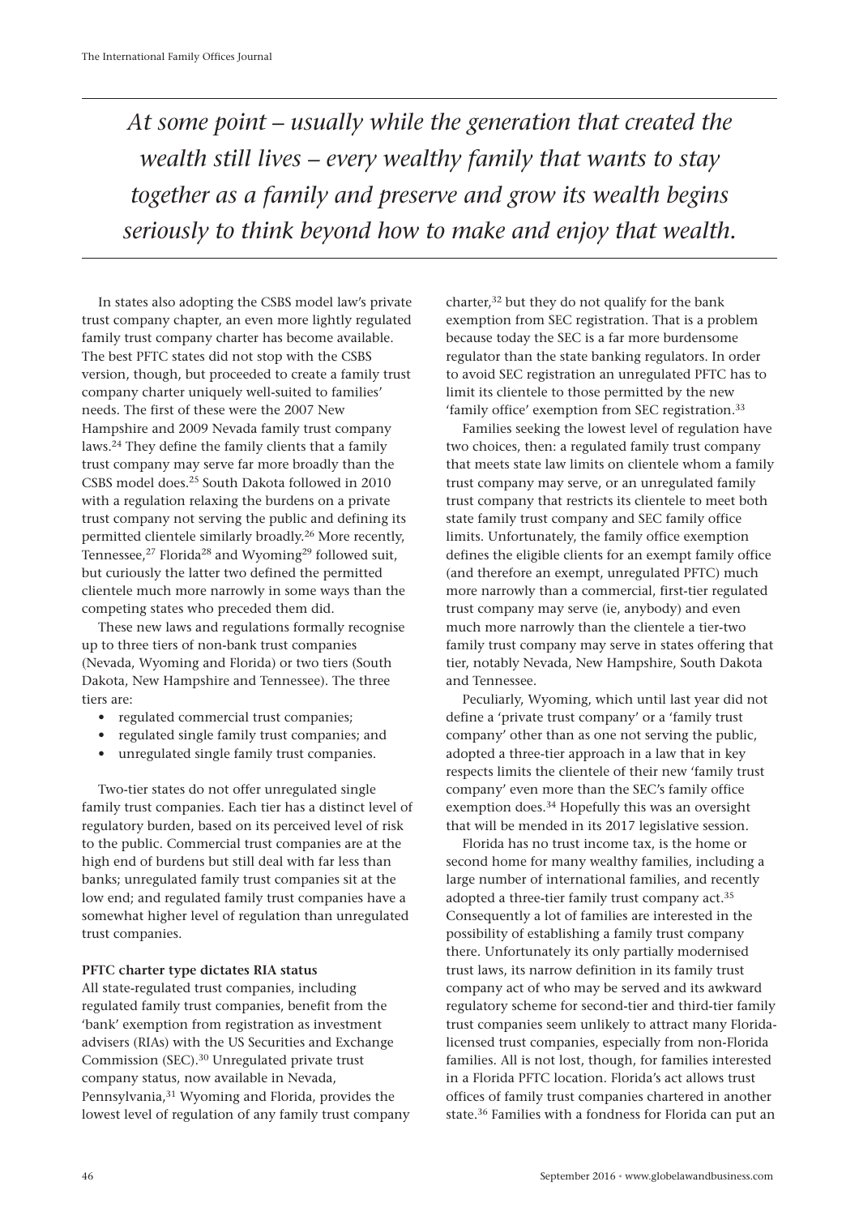*At some point – usually while the generation that created the wealth still lives – every wealthy family that wants to stay together as a family and preserve and grow its wealth begins seriously to think beyond how to make and enjoy that wealth.*

In states also adopting the CSBS model law's private trust company chapter, an even more lightly regulated family trust company charter has become available. The best PFTC states did not stop with the CSBS version, though, but proceeded to create a family trust company charter uniquely well-suited to families' needs. The first of these were the 2007 New Hampshire and 2009 Nevada family trust company laws.[24] They define the family clients that a family trust company may serve far more broadly than the CSBS model does.[25] South Dakota followed in 2010 with a regulation relaxing the burdens on a private trust company not serving the public and defining its permitted clientele similarly broadly.[26] More recently, Tennessee,[27] Florida[28] and Wyoming[29] followed suit, but curiously the latter two defined the permitted clientele much more narrowly in some ways than the competing states who preceded them did.

These new laws and regulations formally recognise up to three tiers of non-bank trust companies (Nevada, Wyoming and Florida) or two tiers (South Dakota, New Hampshire and Tennessee). The three tiers are:

- regulated commercial trust companies;
- regulated single family trust companies; and
- unregulated single family trust companies.

Two-tier states do not offer unregulated single family trust companies. Each tier has a distinct level of regulatory burden, based on its perceived level of risk to the public. Commercial trust companies are at the high end of burdens but still deal with far less than banks; unregulated family trust companies sit at the low end; and regulated family trust companies have a somewhat higher level of regulation than unregulated trust companies.

**PFTC charter type dictates RIA status**

All state-regulated trust companies, including regulated family trust companies, benefit from the 'bank' exemption from registration as investment advisers (RIAs) with the US Securities and Exchange Commission (SEC).[30] Unregulated private trust company status, now available in Nevada, Pennsylvania,[31] Wyoming and Florida, provides the lowest level of regulation of any family trust company charter,[32] but they do not qualify for the bank exemption from SEC registration. That is a problem because today the SEC is a far more burdensome regulator than the state banking regulators. In order to avoid SEC registration an unregulated PFTC has to limit its clientele to those permitted by the new 'family office' exemption from SEC registration.[33]

Families seeking the lowest level of regulation have two choices, then: a regulated family trust company that meets state law limits on clientele whom a family trust company may serve, or an unregulated family trust company that restricts its clientele to meet both state family trust company and SEC family office limits. Unfortunately, the family office exemption defines the eligible clients for an exempt family office (and therefore an exempt, unregulated PFTC) much more narrowly than a commercial, first-tier regulated trust company may serve (ie, anybody) and even much more narrowly than the clientele a tier-two family trust company may serve in states offering that tier, notably Nevada, New Hampshire, South Dakota and Tennessee.

Peculiarly, Wyoming, which until last year did not define a 'private trust company' or a 'family trust company' other than as one not serving the public, adopted a three-tier approach in a law that in key respects limits the clientele of their new 'family trust company' even more than the SEC's family office exemption does.[34] Hopefully this was an oversight that will be mended in its 2017 legislative session.

Florida has no trust income tax, is the home or second home for many wealthy families, including a large number of international families, and recently adopted a three-tier family trust company act.[35] Consequently a lot of families are interested in the possibility of establishing a family trust company there. Unfortunately its only partially modernised trust laws, its narrow definition in its family trust company act of who may be served and its awkward regulatory scheme for second-tier and third-tier family trust companies seem unlikely to attract many Florida-licensed trust companies, especially from non-Florida families. All is not lost, though, for families interested in a Florida PFTC location. Florida's act allows trust offices of family trust companies chartered in another state.[36] Families with a fondness for Florida can put an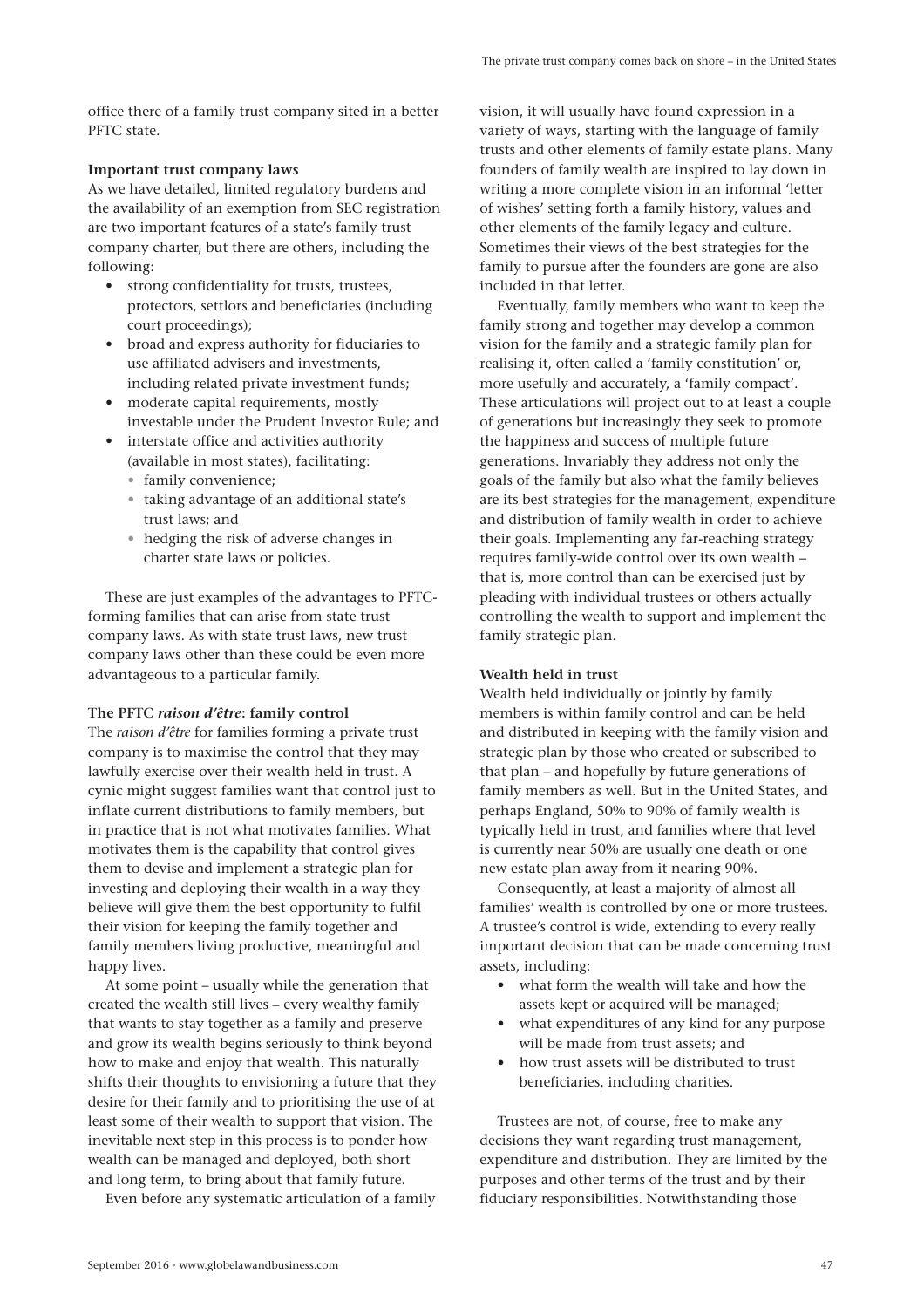office there of a family trust company sited in a better PFTC state.

### Important trust company laws

As we have detailed, limited regulatory burdens and the availability of an exemption from SEC registration are two important features of a state's family trust company charter, but there are others, including the following:

- strong confidentiality for trusts, trustees, protectors, settlors and beneficiaries (including court proceedings);
- broad and express authority for fiduciaries to use affiliated advisers and investments, including related private investment funds;
- moderate capital requirements, mostly investable under the Prudent Investor Rule; and
- interstate office and activities authority (available in most states), facilitating:
  - family convenience;
  - taking advantage of an additional state's trust laws; and
  - hedging the risk of adverse changes in charter state laws or policies.

These are just examples of the advantages to PFTC-forming families that can arise from state trust company laws. As with state trust laws, new trust company laws other than these could be even more advantageous to a particular family.

### The PFTC *raison d'être*: family control

The *raison d'être* for families forming a private trust company is to maximise the control that they may lawfully exercise over their wealth held in trust. A cynic might suggest families want that control just to inflate current distributions to family members, but in practice that is not what motivates families. What motivates them is the capability that control gives them to devise and implement a strategic plan for investing and deploying their wealth in a way they believe will give them the best opportunity to fulfil their vision for keeping the family together and family members living productive, meaningful and happy lives.

At some point – usually while the generation that created the wealth still lives – every wealthy family that wants to stay together as a family and preserve and grow its wealth begins seriously to think beyond how to make and enjoy that wealth. This naturally shifts their thoughts to envisioning a future that they desire for their family and to prioritising the use of at least some of their wealth to support that vision. The inevitable next step in this process is to ponder how wealth can be managed and deployed, both short and long term, to bring about that family future.

Even before any systematic articulation of a family vision, it will usually have found expression in a variety of ways, starting with the language of family trusts and other elements of family estate plans. Many founders of family wealth are inspired to lay down in writing a more complete vision in an informal 'letter of wishes' setting forth a family history, values and other elements of the family legacy and culture. Sometimes their views of the best strategies for the family to pursue after the founders are gone are also included in that letter.

Eventually, family members who want to keep the family strong and together may develop a common vision for the family and a strategic family plan for realising it, often called a 'family constitution' or, more usefully and accurately, a 'family compact'. These articulations will project out to at least a couple of generations but increasingly they seek to promote the happiness and success of multiple future generations. Invariably they address not only the goals of the family but also what the family believes are its best strategies for the management, expenditure and distribution of family wealth in order to achieve their goals. Implementing any far-reaching strategy requires family-wide control over its own wealth – that is, more control than can be exercised just by pleading with individual trustees or others actually controlling the wealth to support and implement the family strategic plan.

### Wealth held in trust

Wealth held individually or jointly by family members is within family control and can be held and distributed in keeping with the family vision and strategic plan by those who created or subscribed to that plan – and hopefully by future generations of family members as well. But in the United States, and perhaps England, 50% to 90% of family wealth is typically held in trust, and families where that level is currently near 50% are usually one death or one new estate plan away from it nearing 90%.

Consequently, at least a majority of almost all families' wealth is controlled by one or more trustees. A trustee's control is wide, extending to every really important decision that can be made concerning trust assets, including:

- what form the wealth will take and how the assets kept or acquired will be managed;
- what expenditures of any kind for any purpose will be made from trust assets; and
- how trust assets will be distributed to trust beneficiaries, including charities.

Trustees are not, of course, free to make any decisions they want regarding trust management, expenditure and distribution. They are limited by the purposes and other terms of the trust and by their fiduciary responsibilities. Notwithstanding those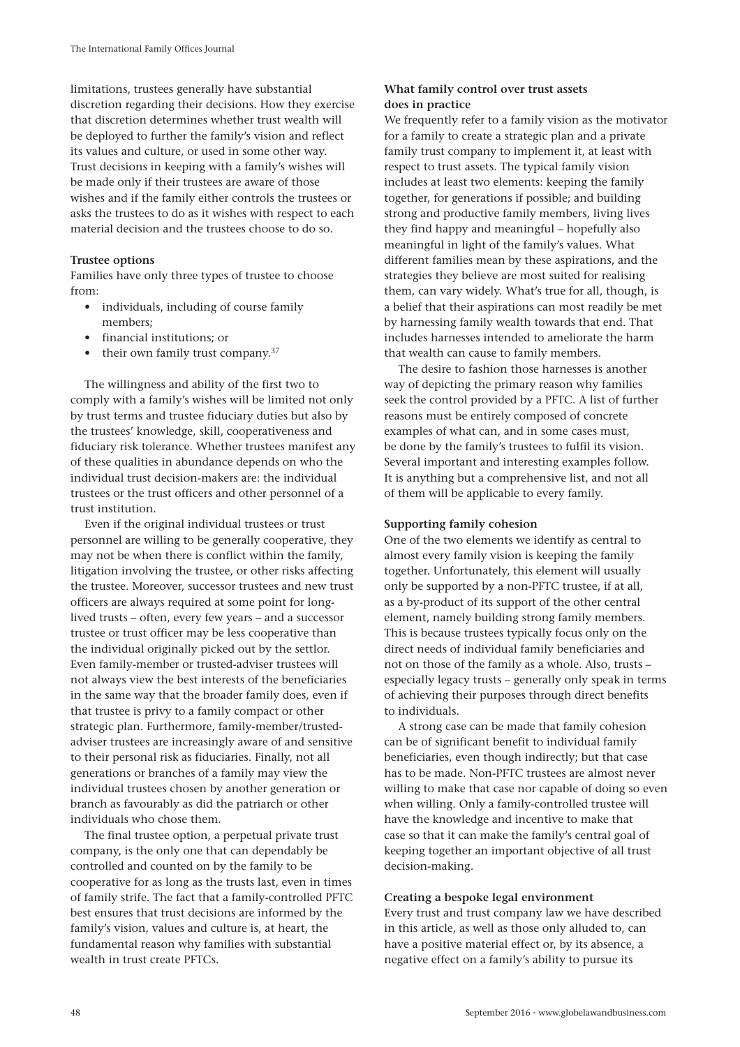limitations, trustees generally have substantial discretion regarding their decisions. How they exercise that discretion determines whether trust wealth will be deployed to further the family's vision and reflect its values and culture, or used in some other way. Trust decisions in keeping with a family's wishes will be made only if their trustees are aware of those wishes and if the family either controls the trustees or asks the trustees to do as it wishes with respect to each material decision and the trustees choose to do so.

**Trustee options**

Families have only three types of trustee to choose from:

- individuals, including of course family members;
- financial institutions; or
- their own family trust company.[37]

The willingness and ability of the first two to comply with a family's wishes will be limited not only by trust terms and trustee fiduciary duties but also by the trustees' knowledge, skill, cooperativeness and fiduciary risk tolerance. Whether trustees manifest any of these qualities in abundance depends on who the individual trust decision-makers are: the individual trustees or the trust officers and other personnel of a trust institution.

Even if the original individual trustees or trust personnel are willing to be generally cooperative, they may not be when there is conflict within the family, litigation involving the trustee, or other risks affecting the trustee. Moreover, successor trustees and new trust officers are always required at some point for long-lived trusts – often, every few years – and a successor trustee or trust officer may be less cooperative than the individual originally picked out by the settlor. Even family-member or trusted-adviser trustees will not always view the best interests of the beneficiaries in the same way that the broader family does, even if that trustee is privy to a family compact or other strategic plan. Furthermore, family-member/trusted-adviser trustees are increasingly aware of and sensitive to their personal risk as fiduciaries. Finally, not all generations or branches of a family may view the individual trustees chosen by another generation or branch as favourably as did the patriarch or other individuals who chose them.

The final trustee option, a perpetual private trust company, is the only one that can dependably be controlled and counted on by the family to be cooperative for as long as the trusts last, even in times of family strife. The fact that a family-controlled PFTC best ensures that trust decisions are informed by the family's vision, values and culture is, at heart, the fundamental reason why families with substantial wealth in trust create PFTCs.

**What family control over trust assets does in practice**

We frequently refer to a family vision as the motivator for a family to create a strategic plan and a private family trust company to implement it, at least with respect to trust assets. The typical family vision includes at least two elements: keeping the family together, for generations if possible; and building strong and productive family members, living lives they find happy and meaningful – hopefully also meaningful in light of the family's values. What different families mean by these aspirations, and the strategies they believe are most suited for realising them, can vary widely. What's true for all, though, is a belief that their aspirations can most readily be met by harnessing family wealth towards that end. That includes harnesses intended to ameliorate the harm that wealth can cause to family members.

The desire to fashion those harnesses is another way of depicting the primary reason why families seek the control provided by a PFTC. A list of further reasons must be entirely composed of concrete examples of what can, and in some cases must, be done by the family's trustees to fulfil its vision. Several important and interesting examples follow. It is anything but a comprehensive list, and not all of them will be applicable to every family.

**Supporting family cohesion**

One of the two elements we identify as central to almost every family vision is keeping the family together. Unfortunately, this element will usually only be supported by a non-PFTC trustee, if at all, as a by-product of its support of the other central element, namely building strong family members. This is because trustees typically focus only on the direct needs of individual family beneficiaries and not on those of the family as a whole. Also, trusts – especially legacy trusts – generally only speak in terms of achieving their purposes through direct benefits to individuals.

A strong case can be made that family cohesion can be of significant benefit to individual family beneficiaries, even though indirectly; but that case has to be made. Non-PFTC trustees are almost never willing to make that case nor capable of doing so even when willing. Only a family-controlled trustee will have the knowledge and incentive to make that case so that it can make the family's central goal of keeping together an important objective of all trust decision-making.

**Creating a bespoke legal environment**

Every trust and trust company law we have described in this article, as well as those only alluded to, can have a positive material effect or, by its absence, a negative effect on a family's ability to pursue its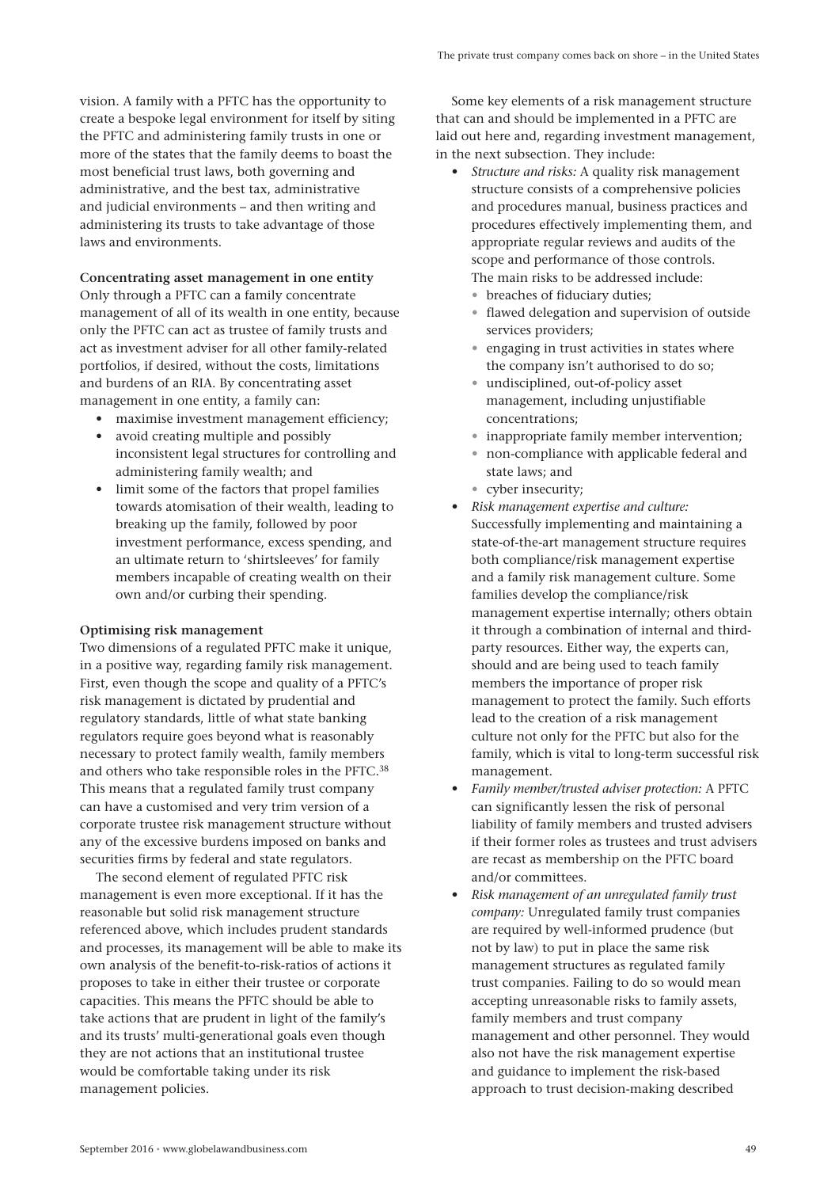vision. A family with a PFTC has the opportunity to create a bespoke legal environment for itself by siting the PFTC and administering family trusts in one or more of the states that the family deems to boast the most beneficial trust laws, both governing and administrative, and the best tax, administrative and judicial environments – and then writing and administering its trusts to take advantage of those laws and environments.

**Concentrating asset management in one entity**

Only through a PFTC can a family concentrate management of all of its wealth in one entity, because only the PFTC can act as trustee of family trusts and act as investment adviser for all other family-related portfolios, if desired, without the costs, limitations and burdens of an RIA. By concentrating asset management in one entity, a family can:

- maximise investment management efficiency;
- avoid creating multiple and possibly inconsistent legal structures for controlling and administering family wealth; and
- limit some of the factors that propel families towards atomisation of their wealth, leading to breaking up the family, followed by poor investment performance, excess spending, and an ultimate return to 'shirtsleeves' for family members incapable of creating wealth on their own and/or curbing their spending.

**Optimising risk management**

Two dimensions of a regulated PFTC make it unique, in a positive way, regarding family risk management. First, even though the scope and quality of a PFTC's risk management is dictated by prudential and regulatory standards, little of what state banking regulators require goes beyond what is reasonably necessary to protect family wealth, family members and others who take responsible roles in the PFTC.[38] This means that a regulated family trust company can have a customised and very trim version of a corporate trustee risk management structure without any of the excessive burdens imposed on banks and securities firms by federal and state regulators.

The second element of regulated PFTC risk management is even more exceptional. If it has the reasonable but solid risk management structure referenced above, which includes prudent standards and processes, its management will be able to make its own analysis of the benefit-to-risk-ratios of actions it proposes to take in either their trustee or corporate capacities. This means the PFTC should be able to take actions that are prudent in light of the family's and its trusts' multi-generational goals even though they are not actions that an institutional trustee would be comfortable taking under its risk management policies.

Some key elements of a risk management structure that can and should be implemented in a PFTC are laid out here and, regarding investment management, in the next subsection. They include:

- *Structure and risks:* A quality risk management structure consists of a comprehensive policies and procedures manual, business practices and procedures effectively implementing them, and appropriate regular reviews and audits of the scope and performance of those controls. The main risks to be addressed include:
  - breaches of fiduciary duties;
  - flawed delegation and supervision of outside services providers;
  - engaging in trust activities in states where the company isn't authorised to do so;
  - undisciplined, out-of-policy asset management, including unjustifiable concentrations;
  - inappropriate family member intervention;
  - non-compliance with applicable federal and state laws; and
  - cyber insecurity;
- *Risk management expertise and culture:* Successfully implementing and maintaining a state-of-the-art management structure requires both compliance/risk management expertise and a family risk management culture. Some families develop the compliance/risk management expertise internally; others obtain it through a combination of internal and third-party resources. Either way, the experts can, should and are being used to teach family members the importance of proper risk management to protect the family. Such efforts lead to the creation of a risk management culture not only for the PFTC but also for the family, which is vital to long-term successful risk management.
- *Family member/trusted adviser protection:* A PFTC can significantly lessen the risk of personal liability of family members and trusted advisers if their former roles as trustees and trust advisers are recast as membership on the PFTC board and/or committees.
- *Risk management of an unregulated family trust company:* Unregulated family trust companies are required by well-informed prudence (but not by law) to put in place the same risk management structures as regulated family trust companies. Failing to do so would mean accepting unreasonable risks to family assets, family members and trust company management and other personnel. They would also not have the risk management expertise and guidance to implement the risk-based approach to trust decision-making described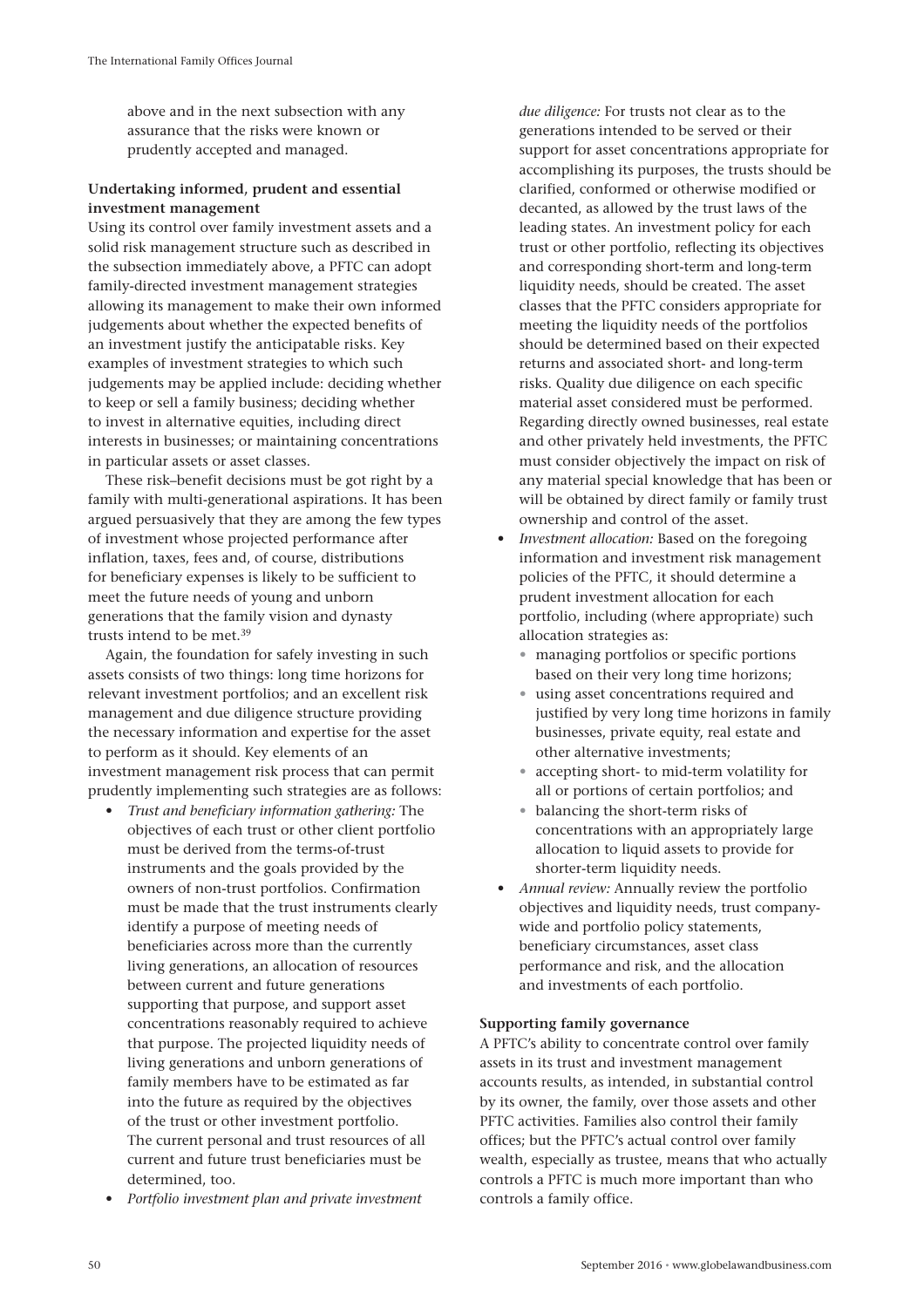above and in the next subsection with any assurance that the risks were known or prudently accepted and managed.

**Undertaking informed, prudent and essential investment management**

Using its control over family investment assets and a solid risk management structure such as described in the subsection immediately above, a PFTC can adopt family-directed investment management strategies allowing its management to make their own informed judgements about whether the expected benefits of an investment justify the anticipatable risks. Key examples of investment strategies to which such judgements may be applied include: deciding whether to keep or sell a family business; deciding whether to invest in alternative equities, including direct interests in businesses; or maintaining concentrations in particular assets or asset classes.

These risk–benefit decisions must be got right by a family with multi-generational aspirations. It has been argued persuasively that they are among the few types of investment whose projected performance after inflation, taxes, fees and, of course, distributions for beneficiary expenses is likely to be sufficient to meet the future needs of young and unborn generations that the family vision and dynasty trusts intend to be met.[39]

Again, the foundation for safely investing in such assets consists of two things: long time horizons for relevant investment portfolios; and an excellent risk management and due diligence structure providing the necessary information and expertise for the asset to perform as it should. Key elements of an investment management risk process that can permit prudently implementing such strategies are as follows:

- *Trust and beneficiary information gathering:* The objectives of each trust or other client portfolio must be derived from the terms-of-trust instruments and the goals provided by the owners of non-trust portfolios. Confirmation must be made that the trust instruments clearly identify a purpose of meeting needs of beneficiaries across more than the currently living generations, an allocation of resources between current and future generations supporting that purpose, and support asset concentrations reasonably required to achieve that purpose. The projected liquidity needs of living generations and unborn generations of family members have to be estimated as far into the future as required by the objectives of the trust or other investment portfolio. The current personal and trust resources of all current and future trust beneficiaries must be determined, too.
- *Portfolio investment plan and private investment due diligence:* For trusts not clear as to the generations intended to be served or their support for asset concentrations appropriate for accomplishing its purposes, the trusts should be clarified, conformed or otherwise modified or decanted, as allowed by the trust laws of the leading states. An investment policy for each trust or other portfolio, reflecting its objectives and corresponding short-term and long-term liquidity needs, should be created. The asset classes that the PFTC considers appropriate for meeting the liquidity needs of the portfolios should be determined based on their expected returns and associated short- and long-term risks. Quality due diligence on each specific material asset considered must be performed. Regarding directly owned businesses, real estate and other privately held investments, the PFTC must consider objectively the impact on risk of any material special knowledge that has been or will be obtained by direct family or family trust ownership and control of the asset.
- *Investment allocation:* Based on the foregoing information and investment risk management policies of the PFTC, it should determine a prudent investment allocation for each portfolio, including (where appropriate) such allocation strategies as:
  - managing portfolios or specific portions based on their very long time horizons;
  - using asset concentrations required and justified by very long time horizons in family businesses, private equity, real estate and other alternative investments;
  - accepting short- to mid-term volatility for all or portions of certain portfolios; and
  - balancing the short-term risks of concentrations with an appropriately large allocation to liquid assets to provide for shorter-term liquidity needs.
- *Annual review:* Annually review the portfolio objectives and liquidity needs, trust company-wide and portfolio policy statements, beneficiary circumstances, asset class performance and risk, and the allocation and investments of each portfolio.

**Supporting family governance**

A PFTC's ability to concentrate control over family assets in its trust and investment management accounts results, as intended, in substantial control by its owner, the family, over those assets and other PFTC activities. Families also control their family offices; but the PFTC's actual control over family wealth, especially as trustee, means that who actually controls a PFTC is much more important than who controls a family office.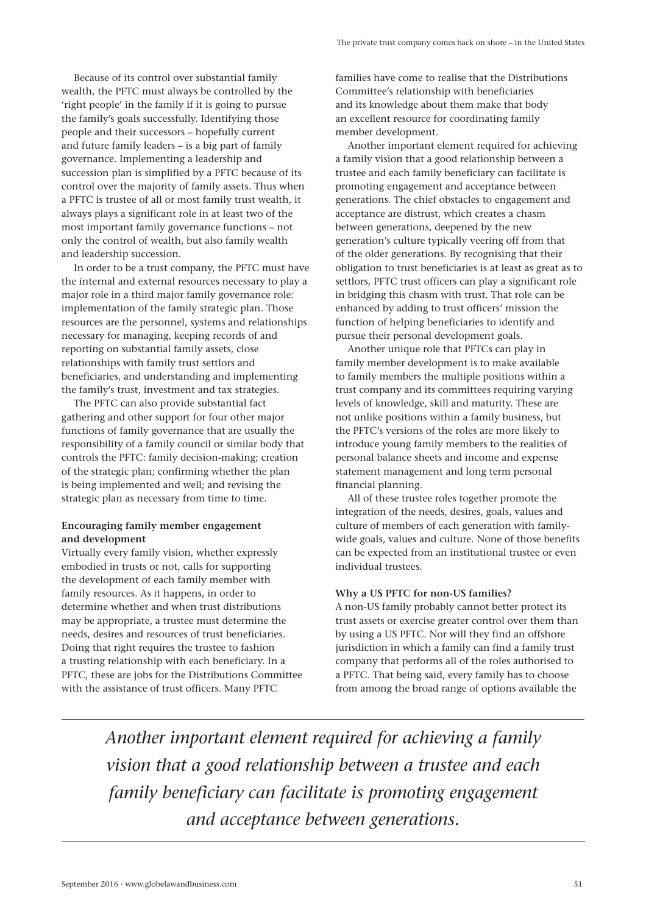Because of its control over substantial family wealth, the PFTC must always be controlled by the 'right people' in the family if it is going to pursue the family's goals successfully. Identifying those people and their successors – hopefully current and future family leaders – is a big part of family governance. Implementing a leadership and succession plan is simplified by a PFTC because of its control over the majority of family assets. Thus when a PFTC is trustee of all or most family trust wealth, it always plays a significant role in at least two of the most important family governance functions – not only the control of wealth, but also family wealth and leadership succession.

In order to be a trust company, the PFTC must have the internal and external resources necessary to play a major role in a third major family governance role: implementation of the family strategic plan. Those resources are the personnel, systems and relationships necessary for managing, keeping records of and reporting on substantial family assets, close relationships with family trust settlors and beneficiaries, and understanding and implementing the family's trust, investment and tax strategies.

The PFTC can also provide substantial fact gathering and other support for four other major functions of family governance that are usually the responsibility of a family council or similar body that controls the PFTC: family decision-making; creation of the strategic plan; confirming whether the plan is being implemented and well; and revising the strategic plan as necessary from time to time.

**Encouraging family member engagement and development**

Virtually every family vision, whether expressly embodied in trusts or not, calls for supporting the development of each family member with family resources. As it happens, in order to determine whether and when trust distributions may be appropriate, a trustee must determine the needs, desires and resources of trust beneficiaries. Doing that right requires the trustee to fashion a trusting relationship with each beneficiary. In a PFTC, these are jobs for the Distributions Committee with the assistance of trust officers. Many PFTC families have come to realise that the Distributions Committee's relationship with beneficiaries and its knowledge about them make that body an excellent resource for coordinating family member development.

Another important element required for achieving a family vision that a good relationship between a trustee and each family beneficiary can facilitate is promoting engagement and acceptance between generations. The chief obstacles to engagement and acceptance are distrust, which creates a chasm between generations, deepened by the new generation's culture typically veering off from that of the older generations. By recognising that their obligation to trust beneficiaries is at least as great as to settlors, PFTC trust officers can play a significant role in bridging this chasm with trust. That role can be enhanced by adding to trust officers' mission the function of helping beneficiaries to identify and pursue their personal development goals.

Another unique role that PFTCs can play in family member development is to make available to family members the multiple positions within a trust company and its committees requiring varying levels of knowledge, skill and maturity. These are not unlike positions within a family business, but the PFTC's versions of the roles are more likely to introduce young family members to the realities of personal balance sheets and income and expense statement management and long term personal financial planning.

All of these trustee roles together promote the integration of the needs, desires, goals, values and culture of members of each generation with family-wide goals, values and culture. None of those benefits can be expected from an institutional trustee or even individual trustees.

**Why a US PFTC for non-US families?**

A non-US family probably cannot better protect its trust assets or exercise greater control over them than by using a US PFTC. Nor will they find an offshore jurisdiction in which a family can find a family trust company that performs all of the roles authorised to a PFTC. That being said, every family has to choose from among the broad range of options available the

*Another important element required for achieving a family vision that a good relationship between a trustee and each family beneficiary can facilitate is promoting engagement and acceptance between generations.*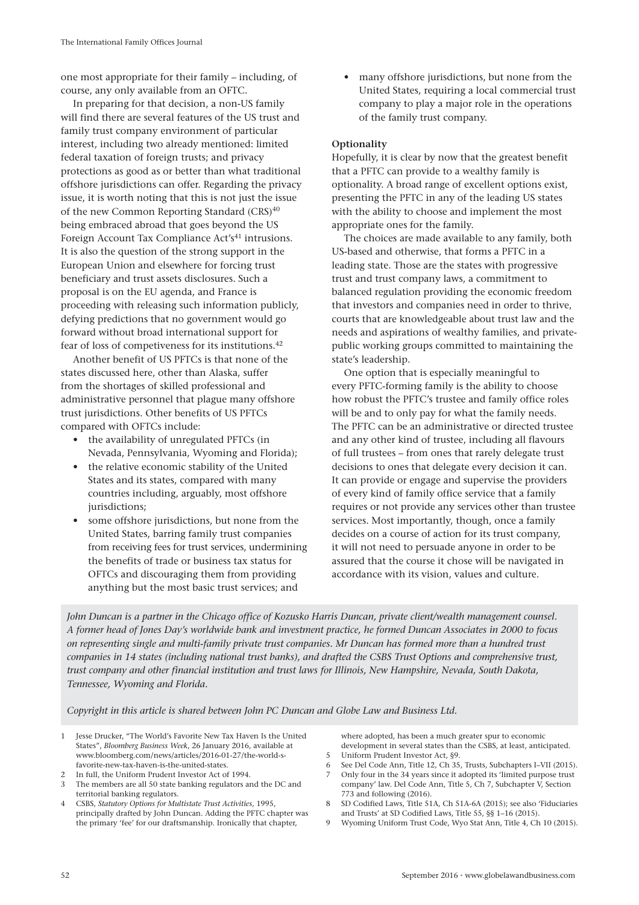one most appropriate for their family – including, of course, any only available from an OFTC.

In preparing for that decision, a non-US family will find there are several features of the US trust and family trust company environment of particular interest, including two already mentioned: limited federal taxation of foreign trusts; and privacy protections as good as or better than what traditional offshore jurisdictions can offer. Regarding the privacy issue, it is worth noting that this is not just the issue of the new Common Reporting Standard (CRS)[40] being embraced abroad that goes beyond the US Foreign Account Tax Compliance Act's[41] intrusions. It is also the question of the strong support in the European Union and elsewhere for forcing trust beneficiary and trust assets disclosures. Such a proposal is on the EU agenda, and France is proceeding with releasing such information publicly, defying predictions that no government would go forward without broad international support for fear of loss of competiveness for its institutions.[42]

Another benefit of US PFTCs is that none of the states discussed here, other than Alaska, suffer from the shortages of skilled professional and administrative personnel that plague many offshore trust jurisdictions. Other benefits of US PFTCs compared with OFTCs include:

- the availability of unregulated PFTCs (in Nevada, Pennsylvania, Wyoming and Florida);
- the relative economic stability of the United States and its states, compared with many countries including, arguably, most offshore jurisdictions;
- some offshore jurisdictions, but none from the United States, barring family trust companies from receiving fees for trust services, undermining the benefits of trade or business tax status for OFTCs and discouraging them from providing anything but the most basic trust services; and
- many offshore jurisdictions, but none from the United States, requiring a local commercial trust company to play a major role in the operations of the family trust company.

**Optionality**

Hopefully, it is clear by now that the greatest benefit that a PFTC can provide to a wealthy family is optionality. A broad range of excellent options exist, presenting the PFTC in any of the leading US states with the ability to choose and implement the most appropriate ones for the family.

The choices are made available to any family, both US-based and otherwise, that forms a PFTC in a leading state. Those are the states with progressive trust and trust company laws, a commitment to balanced regulation providing the economic freedom that investors and companies need in order to thrive, courts that are knowledgeable about trust law and the needs and aspirations of wealthy families, and private-public working groups committed to maintaining the state's leadership.

One option that is especially meaningful to every PFTC-forming family is the ability to choose how robust the PFTC's trustee and family office roles will be and to only pay for what the family needs. The PFTC can be an administrative or directed trustee and any other kind of trustee, including all flavours of full trustees – from ones that rarely delegate trust decisions to ones that delegate every decision it can. It can provide or engage and supervise the providers of every kind of family office service that a family requires or not provide any services other than trustee services. Most importantly, though, once a family decides on a course of action for its trust company, it will not need to persuade anyone in order to be assured that the course it chose will be navigated in accordance with its vision, values and culture.

*John Duncan is a partner in the Chicago office of Kozusko Harris Duncan, private client/wealth management counsel. A former head of Jones Day's worldwide bank and investment practice, he formed Duncan Associates in 2000 to focus on representing single and multi-family private trust companies. Mr Duncan has formed more than a hundred trust companies in 14 states (including national trust banks), and drafted the CSBS Trust Options and comprehensive trust, trust company and other financial institution and trust laws for Illinois, New Hampshire, Nevada, South Dakota, Tennessee, Wyoming and Florida.*

*Copyright in this article is shared between John PC Duncan and Globe Law and Business Ltd.*

1. Jesse Drucker, "The World's Favorite New Tax Haven Is the United States", *Bloomberg Business Week*, 26 January 2016, available at www.bloomberg.com/news/articles/2016-01-27/the-world-s-favorite-new-tax-haven-is-the-united-states.
2. In full, the Uniform Prudent Investor Act of 1994.
3. The members are all 50 state banking regulators and the DC and territorial banking regulators.
4. CSBS, *Statutory Options for Multistate Trust Activities*, 1995, principally drafted by John Duncan. Adding the PFTC chapter was the primary 'fee' for our draftsmanship. Ironically that chapter, where adopted, has been a much greater spur to economic development in several states than the CSBS, at least, anticipated.
5. Uniform Prudent Investor Act, §9.
6. See Del Code Ann, Title 12, Ch 35, Trusts, Subchapters I–VII (2015).
7. Only four in the 34 years since it adopted its 'limited purpose trust company' law. Del Code Ann, Title 5, Ch 7, Subchapter V, Section 773 and following (2016).
8. SD Codified Laws, Title 51A, Ch 51A-6A (2015); see also 'Fiduciaries and Trusts' at SD Codified Laws, Title 55, §§ 1–16 (2015).
9. Wyoming Uniform Trust Code, Wyo Stat Ann, Title 4, Ch 10 (2015).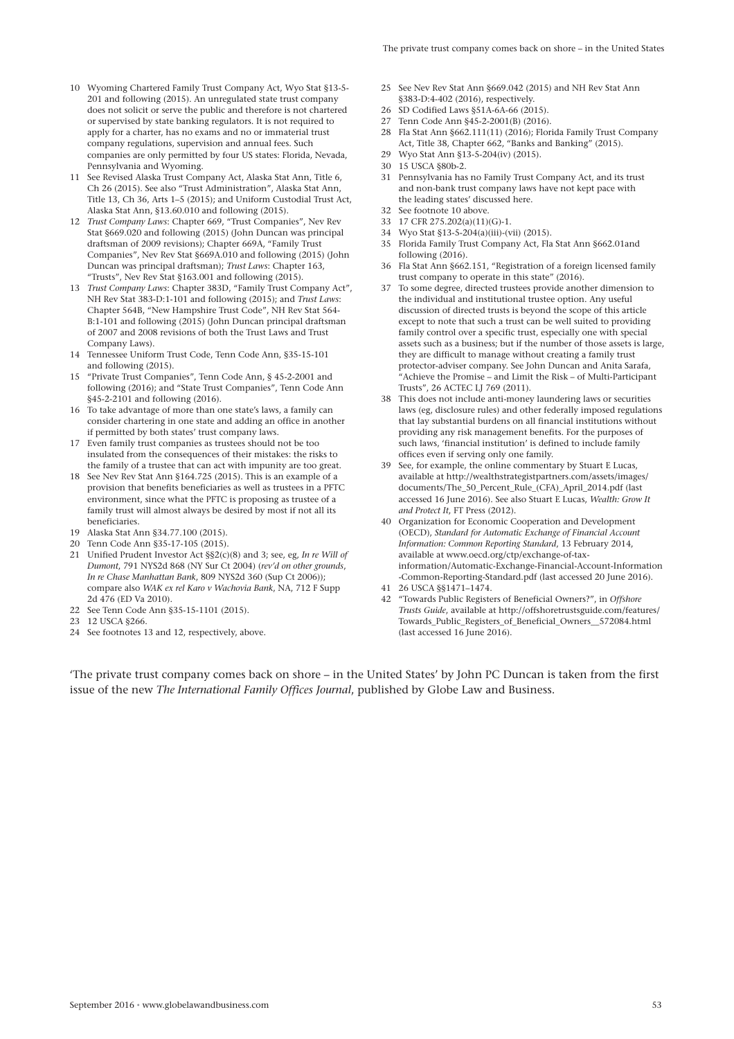10 Wyoming Chartered Family Trust Company Act, Wyo Stat §13-5-201 and following (2015). An unregulated state trust company does not solicit or serve the public and therefore is not chartered or supervised by state banking regulators. It is not required to apply for a charter, has no exams and no or immaterial trust company regulations, supervision and annual fees. Such companies are only permitted by four US states: Florida, Nevada, Pennsylvania and Wyoming.

11 See Revised Alaska Trust Company Act, Alaska Stat Ann, Title 6, Ch 26 (2015). See also "Trust Administration", Alaska Stat Ann, Title 13, Ch 36, Arts 1–5 (2015); and Uniform Custodial Trust Act, Alaska Stat Ann, §13.60.010 and following (2015).

12 *Trust Company Laws*: Chapter 669, "Trust Companies", Nev Rev Stat §669.020 and following (2015) (John Duncan was principal draftsman of 2009 revisions); Chapter 669A, "Family Trust Companies", Nev Rev Stat §669A.010 and following (2015) (John Duncan was principal draftsman); *Trust Laws*: Chapter 163, "Trusts", Nev Rev Stat §163.001 and following (2015).

13 *Trust Company Laws*: Chapter 383D, "Family Trust Company Act", NH Rev Stat 383-D:1-101 and following (2015); and *Trust Laws*: Chapter 564B, "New Hampshire Trust Code", NH Rev Stat 564-B:1-101 and following (2015) (John Duncan principal draftsman of 2007 and 2008 revisions of both the Trust Laws and Trust Company Laws).

14 Tennessee Uniform Trust Code, Tenn Code Ann, §35-15-101 and following (2015).

15 "Private Trust Companies", Tenn Code Ann, § 45-2-2001 and following (2016); and "State Trust Companies", Tenn Code Ann §45-2-2101 and following (2016).

16 To take advantage of more than one state's laws, a family can consider chartering in one state and adding an office in another if permitted by both states' trust company laws.

17 Even family trust companies as trustees should not be too insulated from the consequences of their mistakes: the risks to the family of a trustee that can act with impunity are too great.

18 See Nev Rev Stat Ann §164.725 (2015). This is an example of a provision that benefits beneficiaries as well as trustees in a PFTC environment, since what the PFTC is proposing as trustee of a family trust will almost always be desired by most if not all its beneficiaries.

19 Alaska Stat Ann §34.77.100 (2015).

20 Tenn Code Ann §35-17-105 (2015).

21 Unified Prudent Investor Act §§2(c)(8) and 3; see, eg, *In re Will of Dumont*, 791 NYS2d 868 (NY Sur Ct 2004) (*rev'd on other grounds*, *In re Chase Manhattan Bank*, 809 NYS2d 360 (Sup Ct 2006)); compare also *WAK ex rel Karo v Wachovia Bank*, NA, 712 F Supp 2d 476 (ED Va 2010).

22 See Tenn Code Ann §35-15-1101 (2015).

23 12 USCA §266.

24 See footnotes 13 and 12, respectively, above.

25 See Nev Rev Stat Ann §669.042 (2015) and NH Rev Stat Ann §383-D:4-402 (2016), respectively.

26 SD Codified Laws §51A-6A-66 (2015).

27 Tenn Code Ann §45-2-2001(B) (2016).

28 Fla Stat Ann §662.111(11) (2016); Florida Family Trust Company Act, Title 38, Chapter 662, "Banks and Banking" (2015).

29 Wyo Stat Ann §13-5-204(iv) (2015).

30 15 USCA §80b-2.

31 Pennsylvania has no Family Trust Company Act, and its trust and non-bank trust company laws have not kept pace with the leading states' discussed here.

32 See footnote 10 above.

33 17 CFR 275.202(a)(11)(G)-1.

34 Wyo Stat §13-5-204(a)(iii)-(vii) (2015).

35 Florida Family Trust Company Act, Fla Stat Ann §662.01and following (2016).

36 Fla Stat Ann §662.151, "Registration of a foreign licensed family trust company to operate in this state" (2016).

37 To some degree, directed trustees provide another dimension to the individual and institutional trustee option. Any useful discussion of directed trusts is beyond the scope of this article except to note that such a trust can be well suited to providing family control over a specific trust, especially one with special assets such as a business; but if the number of those assets is large, they are difficult to manage without creating a family trust protector-adviser company. See John Duncan and Anita Sarafa, "Achieve the Promise – and Limit the Risk – of Multi-Participant Trusts", 26 ACTEC LJ 769 (2011).

38 This does not include anti-money laundering laws or securities laws (eg, disclosure rules) and other federally imposed regulations that lay substantial burdens on all financial institutions without providing any risk management benefits. For the purposes of such laws, 'financial institution' is defined to include family offices even if serving only one family.

39 See, for example, the online commentary by Stuart E Lucas, available at http://wealthstrategistpartners.com/assets/images/documents/The_50_Percent_Rule_(CFA)_April_2014.pdf (last accessed 16 June 2016). See also Stuart E Lucas, *Wealth: Grow It and Protect It*, FT Press (2012).

40 Organization for Economic Cooperation and Development (OECD), *Standard for Automatic Exchange of Financial Account Information: Common Reporting Standard*, 13 February 2014, available at www.oecd.org/ctp/exchange-of-tax-information/Automatic-Exchange-Financial-Account-Information-Common-Reporting-Standard.pdf (last accessed 20 June 2016).

41 26 USCA §§1471–1474.

42 "Towards Public Registers of Beneficial Owners?", in *Offshore Trusts Guide*, available at http://offshoretrustsguide.com/features/Towards_Public_Registers_of_Beneficial_Owners__572084.html (last accessed 16 June 2016).

'The private trust company comes back on shore – in the United States' by John PC Duncan is taken from the first issue of the new *The International Family Offices Journal*, published by Globe Law and Business.